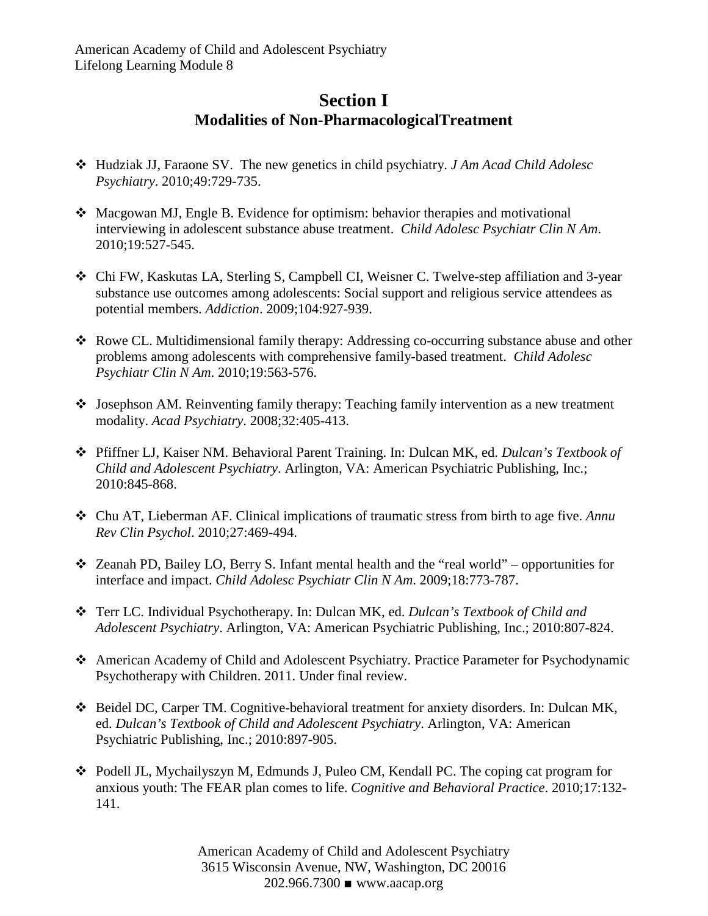American Academy of Child and Adolescent Psychiatry
Lifelong Learning Module 8

## Section I
### Modalities of Non-PharmacologicalTreatment

- Hudziak JJ, Faraone SV. The new genetics in child psychiatry. *J Am Acad Child Adolesc Psychiatry*. 2010;49:729-735.
- Macgowan MJ, Engle B. Evidence for optimism: behavior therapies and motivational interviewing in adolescent substance abuse treatment. *Child Adolesc Psychiatr Clin N Am*. 2010;19:527-545.
- Chi FW, Kaskutas LA, Sterling S, Campbell CI, Weisner C. Twelve-step affiliation and 3-year substance use outcomes among adolescents: Social support and religious service attendees as potential members. *Addiction*. 2009;104:927-939.
- Rowe CL. Multidimensional family therapy: Addressing co-occurring substance abuse and other problems among adolescents with comprehensive family-based treatment. *Child Adolesc Psychiatr Clin N Am*. 2010;19:563-576.
- Josephson AM. Reinventing family therapy: Teaching family intervention as a new treatment modality. *Acad Psychiatry*. 2008;32:405-413.
- Pfiffner LJ, Kaiser NM. Behavioral Parent Training. In: Dulcan MK, ed. *Dulcan's Textbook of Child and Adolescent Psychiatry*. Arlington, VA: American Psychiatric Publishing, Inc.; 2010:845-868.
- Chu AT, Lieberman AF. Clinical implications of traumatic stress from birth to age five. *Annu Rev Clin Psychol*. 2010;27:469-494.
- Zeanah PD, Bailey LO, Berry S. Infant mental health and the "real world" – opportunities for interface and impact. *Child Adolesc Psychiatr Clin N Am*. 2009;18:773-787.
- Terr LC. Individual Psychotherapy. In: Dulcan MK, ed. *Dulcan's Textbook of Child and Adolescent Psychiatry*. Arlington, VA: American Psychiatric Publishing, Inc.; 2010:807-824.
- American Academy of Child and Adolescent Psychiatry. Practice Parameter for Psychodynamic Psychotherapy with Children. 2011. Under final review.
- Beidel DC, Carper TM. Cognitive-behavioral treatment for anxiety disorders. In: Dulcan MK, ed. *Dulcan's Textbook of Child and Adolescent Psychiatry*. Arlington, VA: American Psychiatric Publishing, Inc.; 2010:897-905.
- Podell JL, Mychailyszyn M, Edmunds J, Puleo CM, Kendall PC. The coping cat program for anxious youth: The FEAR plan comes to life. *Cognitive and Behavioral Practice*. 2010;17:132-141.

American Academy of Child and Adolescent Psychiatry
3615 Wisconsin Avenue, NW, Washington, DC 20016
202.966.7300 ■ www.aacap.org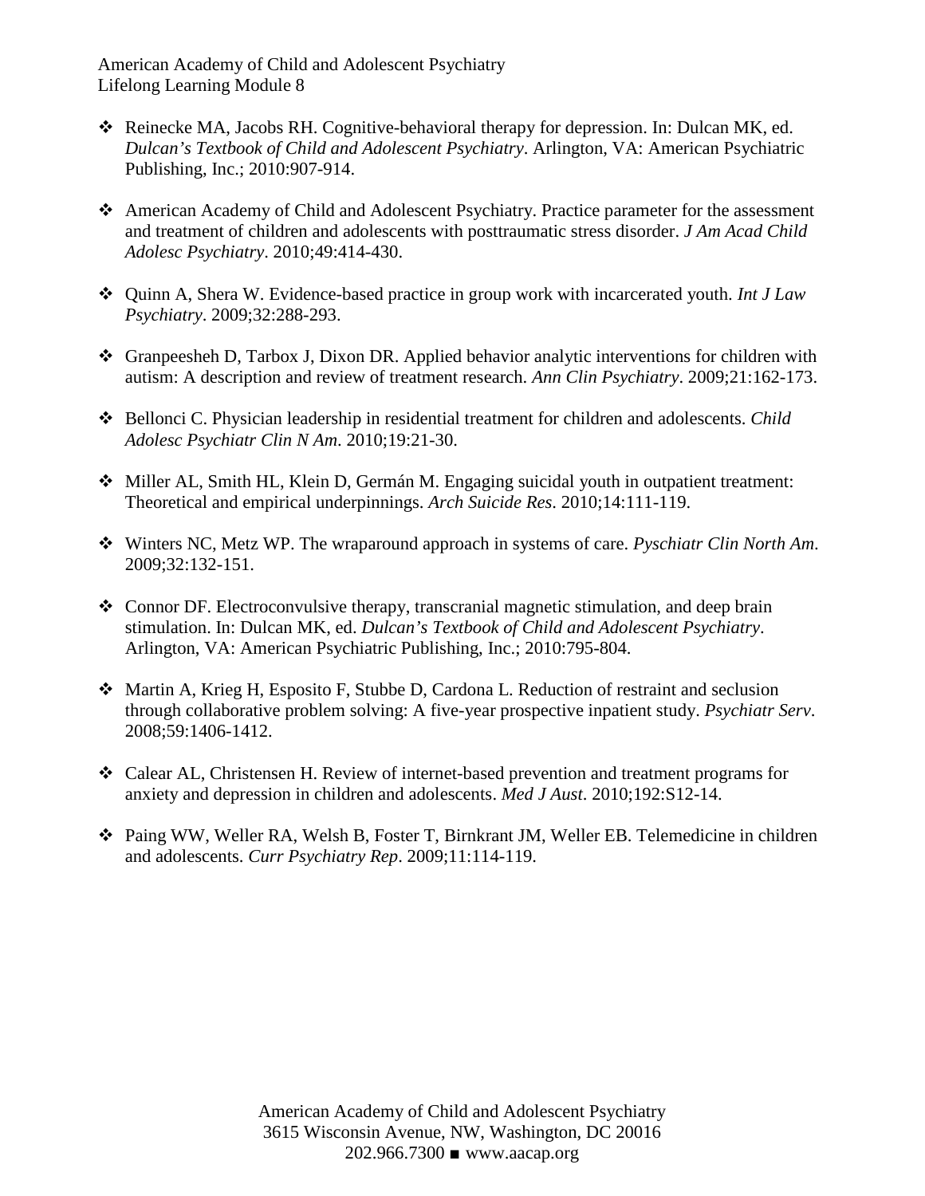- Reinecke MA, Jacobs RH. Cognitive-behavioral therapy for depression. In: Dulcan MK, ed. *Dulcan's Textbook of Child and Adolescent Psychiatry*. Arlington, VA: American Psychiatric Publishing, Inc.; 2010:907-914.

- American Academy of Child and Adolescent Psychiatry. Practice parameter for the assessment and treatment of children and adolescents with posttraumatic stress disorder. *J Am Acad Child Adolesc Psychiatry*. 2010;49:414-430.

- Quinn A, Shera W. Evidence-based practice in group work with incarcerated youth. *Int J Law Psychiatry*. 2009;32:288-293.

- Granpeesheh D, Tarbox J, Dixon DR. Applied behavior analytic interventions for children with autism: A description and review of treatment research. *Ann Clin Psychiatry*. 2009;21:162-173.

- Bellonci C. Physician leadership in residential treatment for children and adolescents. *Child Adolesc Psychiatr Clin N Am*. 2010;19:21-30.

- Miller AL, Smith HL, Klein D, Germán M. Engaging suicidal youth in outpatient treatment: Theoretical and empirical underpinnings. *Arch Suicide Res*. 2010;14:111-119.

- Winters NC, Metz WP. The wraparound approach in systems of care. *Pyschiatr Clin North Am*. 2009;32:132-151.

- Connor DF. Electroconvulsive therapy, transcranial magnetic stimulation, and deep brain stimulation. In: Dulcan MK, ed. *Dulcan's Textbook of Child and Adolescent Psychiatry*. Arlington, VA: American Psychiatric Publishing, Inc.; 2010:795-804.

- Martin A, Krieg H, Esposito F, Stubbe D, Cardona L. Reduction of restraint and seclusion through collaborative problem solving: A five-year prospective inpatient study. *Psychiatr Serv*. 2008;59:1406-1412.

- Calear AL, Christensen H. Review of internet-based prevention and treatment programs for anxiety and depression in children and adolescents. *Med J Aust*. 2010;192:S12-14.

- Paing WW, Weller RA, Welsh B, Foster T, Birnkrant JM, Weller EB. Telemedicine in children and adolescents. *Curr Psychiatry Rep*. 2009;11:114-119.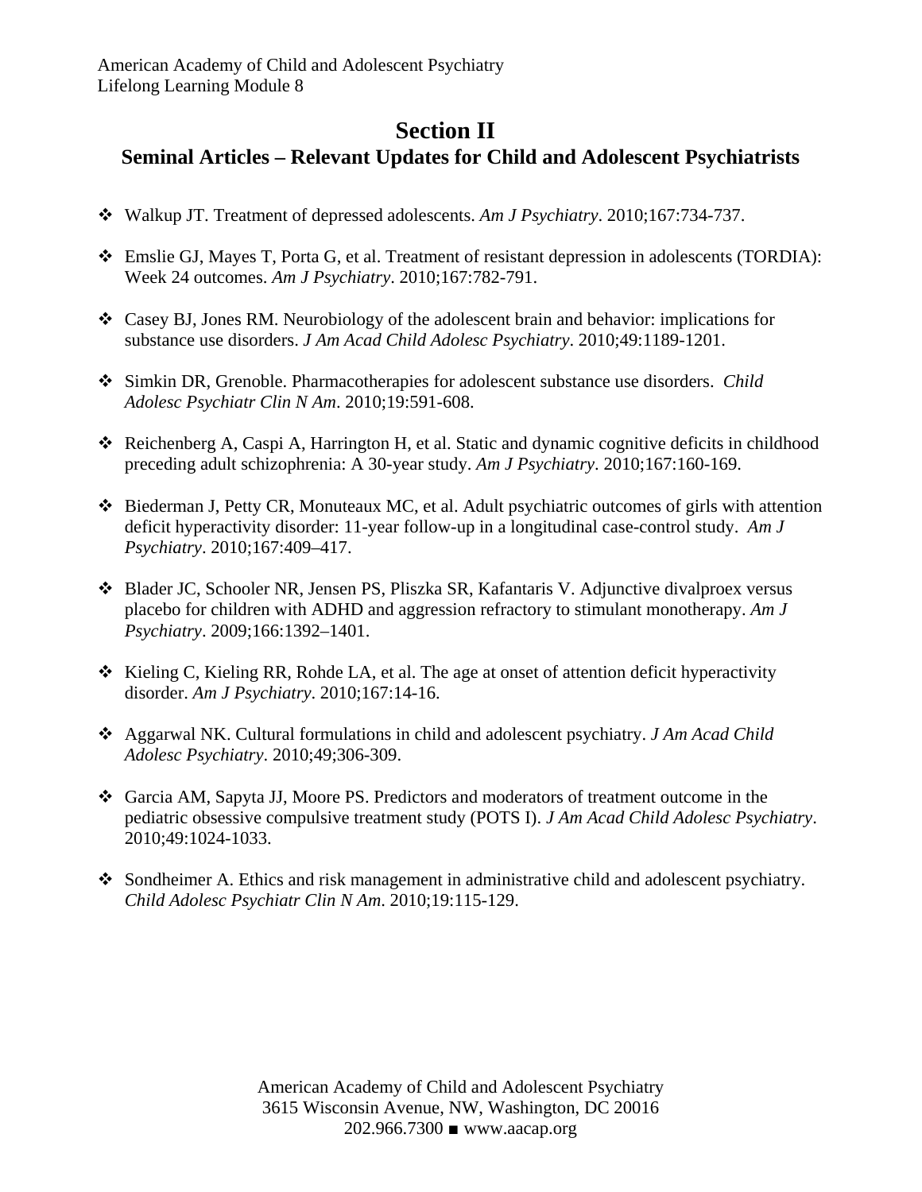# Section II

## Seminal Articles – Relevant Updates for Child and Adolescent Psychiatrists

- Walkup JT. Treatment of depressed adolescents. *Am J Psychiatry*. 2010;167:734-737.
- Emslie GJ, Mayes T, Porta G, et al. Treatment of resistant depression in adolescents (TORDIA): Week 24 outcomes. *Am J Psychiatry*. 2010;167:782-791.
- Casey BJ, Jones RM. Neurobiology of the adolescent brain and behavior: implications for substance use disorders. *J Am Acad Child Adolesc Psychiatry*. 2010;49:1189-1201.
- Simkin DR, Grenoble. Pharmacotherapies for adolescent substance use disorders. *Child Adolesc Psychiatr Clin N Am*. 2010;19:591-608.
- Reichenberg A, Caspi A, Harrington H, et al. Static and dynamic cognitive deficits in childhood preceding adult schizophrenia: A 30-year study. *Am J Psychiatry*. 2010;167:160-169.
- Biederman J, Petty CR, Monuteaux MC, et al. Adult psychiatric outcomes of girls with attention deficit hyperactivity disorder: 11-year follow-up in a longitudinal case-control study. *Am J Psychiatry*. 2010;167:409–417.
- Blader JC, Schooler NR, Jensen PS, Pliszka SR, Kafantaris V. Adjunctive divalproex versus placebo for children with ADHD and aggression refractory to stimulant monotherapy. *Am J Psychiatry*. 2009;166:1392–1401.
- Kieling C, Kieling RR, Rohde LA, et al. The age at onset of attention deficit hyperactivity disorder. *Am J Psychiatry*. 2010;167:14-16.
- Aggarwal NK. Cultural formulations in child and adolescent psychiatry. *J Am Acad Child Adolesc Psychiatry*. 2010;49;306-309.
- Garcia AM, Sapyta JJ, Moore PS. Predictors and moderators of treatment outcome in the pediatric obsessive compulsive treatment study (POTS I). *J Am Acad Child Adolesc Psychiatry*. 2010;49:1024-1033.
- Sondheimer A. Ethics and risk management in administrative child and adolescent psychiatry. *Child Adolesc Psychiatr Clin N Am*. 2010;19:115-129.